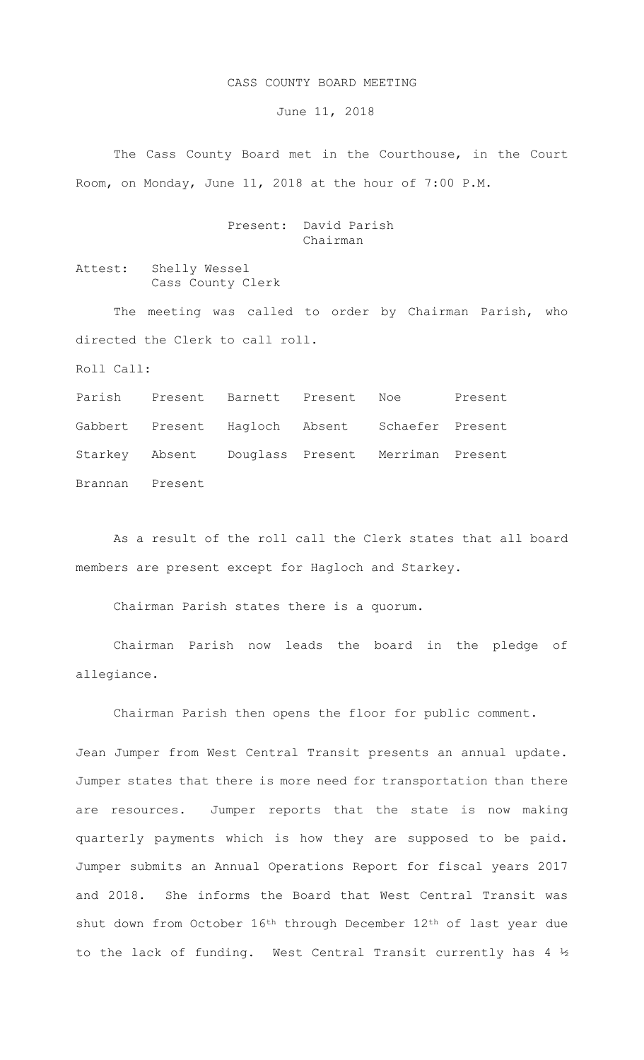# CASS COUNTY BOARD MEETING

June 11, 2018

The Cass County Board met in the Courthouse, in the Court Room, on Monday, June 11, 2018 at the hour of 7:00 P.M.

Present: David Parish
Chairman

Attest: Shelly Wessel
Cass County Clerk

The meeting was called to order by Chairman Parish, who directed the Clerk to call roll.

Roll Call:

| | | | | | |
|---|---|---|---|---|---|
| Parish | Present | Barnett | Present | Noe | Present |
| Gabbert | Present | Hagloch | Absent | Schaefer | Present |
| Starkey | Absent | Douglass | Present | Merriman | Present |
| Brannan | Present | | | | |

As a result of the roll call the Clerk states that all board members are present except for Hagloch and Starkey.

Chairman Parish states there is a quorum.

Chairman Parish now leads the board in the pledge of allegiance.

Chairman Parish then opens the floor for public comment.

Jean Jumper from West Central Transit presents an annual update. Jumper states that there is more need for transportation than there are resources. Jumper reports that the state is now making quarterly payments which is how they are supposed to be paid. Jumper submits an Annual Operations Report for fiscal years 2017 and 2018. She informs the Board that West Central Transit was shut down from October 16th through December 12th of last year due to the lack of funding. West Central Transit currently has 4 ½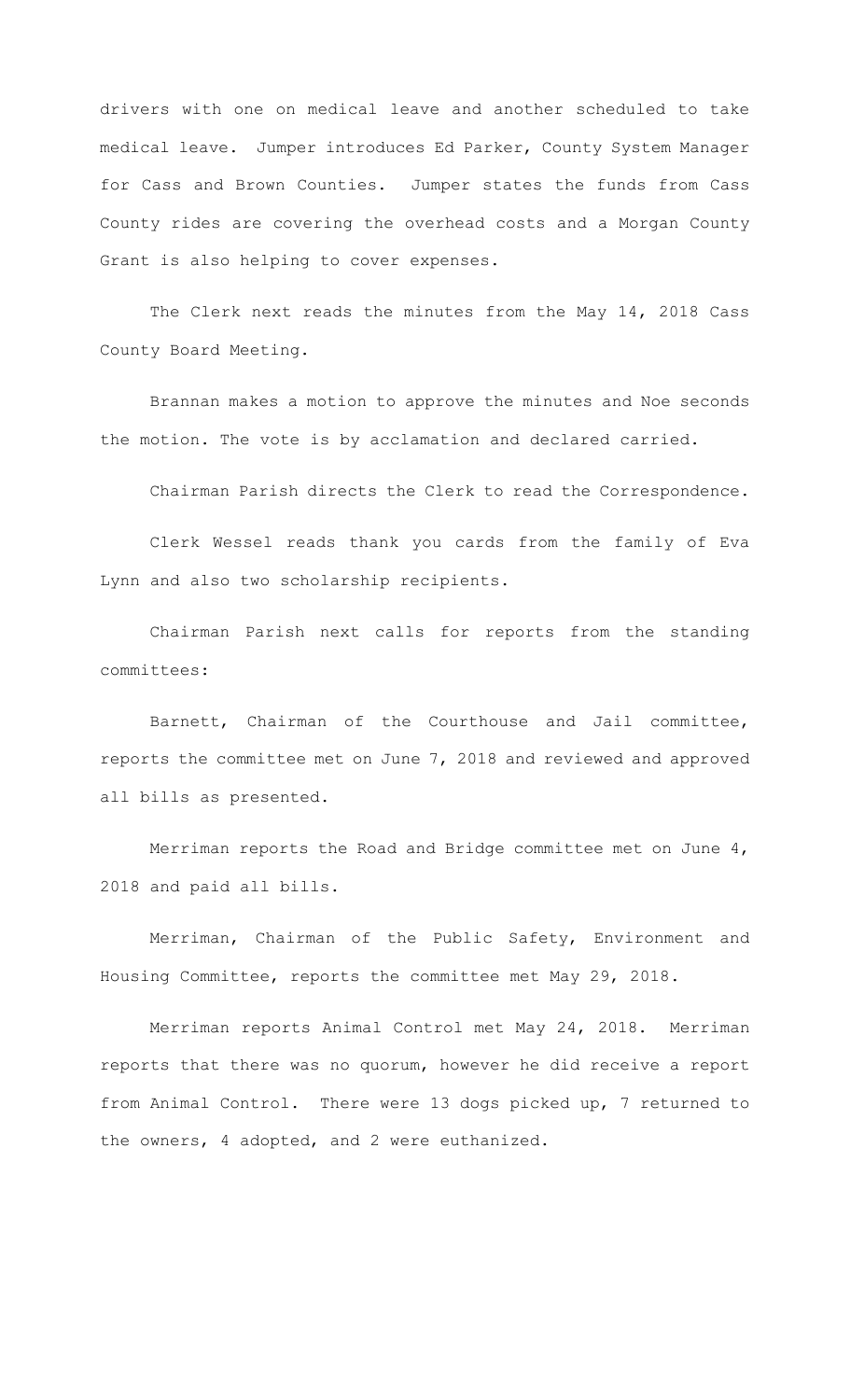drivers with one on medical leave and another scheduled to take medical leave. Jumper introduces Ed Parker, County System Manager for Cass and Brown Counties. Jumper states the funds from Cass County rides are covering the overhead costs and a Morgan County Grant is also helping to cover expenses.

The Clerk next reads the minutes from the May 14, 2018 Cass County Board Meeting.

Brannan makes a motion to approve the minutes and Noe seconds the motion. The vote is by acclamation and declared carried.

Chairman Parish directs the Clerk to read the Correspondence.

Clerk Wessel reads thank you cards from the family of Eva Lynn and also two scholarship recipients.

Chairman Parish next calls for reports from the standing committees:

Barnett, Chairman of the Courthouse and Jail committee, reports the committee met on June 7, 2018 and reviewed and approved all bills as presented.

Merriman reports the Road and Bridge committee met on June 4, 2018 and paid all bills.

Merriman, Chairman of the Public Safety, Environment and Housing Committee, reports the committee met May 29, 2018.

Merriman reports Animal Control met May 24, 2018. Merriman reports that there was no quorum, however he did receive a report from Animal Control. There were 13 dogs picked up, 7 returned to the owners, 4 adopted, and 2 were euthanized.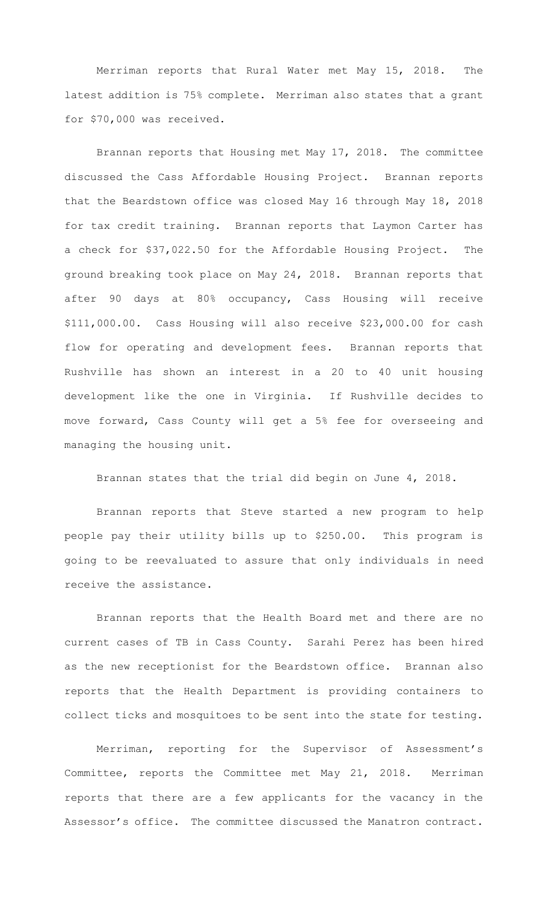Merriman reports that Rural Water met May 15, 2018. The latest addition is 75% complete. Merriman also states that a grant for $70,000 was received.

Brannan reports that Housing met May 17, 2018. The committee discussed the Cass Affordable Housing Project. Brannan reports that the Beardstown office was closed May 16 through May 18, 2018 for tax credit training. Brannan reports that Laymon Carter has a check for $37,022.50 for the Affordable Housing Project. The ground breaking took place on May 24, 2018. Brannan reports that after 90 days at 80% occupancy, Cass Housing will receive $111,000.00. Cass Housing will also receive $23,000.00 for cash flow for operating and development fees. Brannan reports that Rushville has shown an interest in a 20 to 40 unit housing development like the one in Virginia. If Rushville decides to move forward, Cass County will get a 5% fee for overseeing and managing the housing unit.

Brannan states that the trial did begin on June 4, 2018.

Brannan reports that Steve started a new program to help people pay their utility bills up to $250.00. This program is going to be reevaluated to assure that only individuals in need receive the assistance.

Brannan reports that the Health Board met and there are no current cases of TB in Cass County. Sarahi Perez has been hired as the new receptionist for the Beardstown office. Brannan also reports that the Health Department is providing containers to collect ticks and mosquitoes to be sent into the state for testing.

Merriman, reporting for the Supervisor of Assessment's Committee, reports the Committee met May 21, 2018. Merriman reports that there are a few applicants for the vacancy in the Assessor's office. The committee discussed the Manatron contract.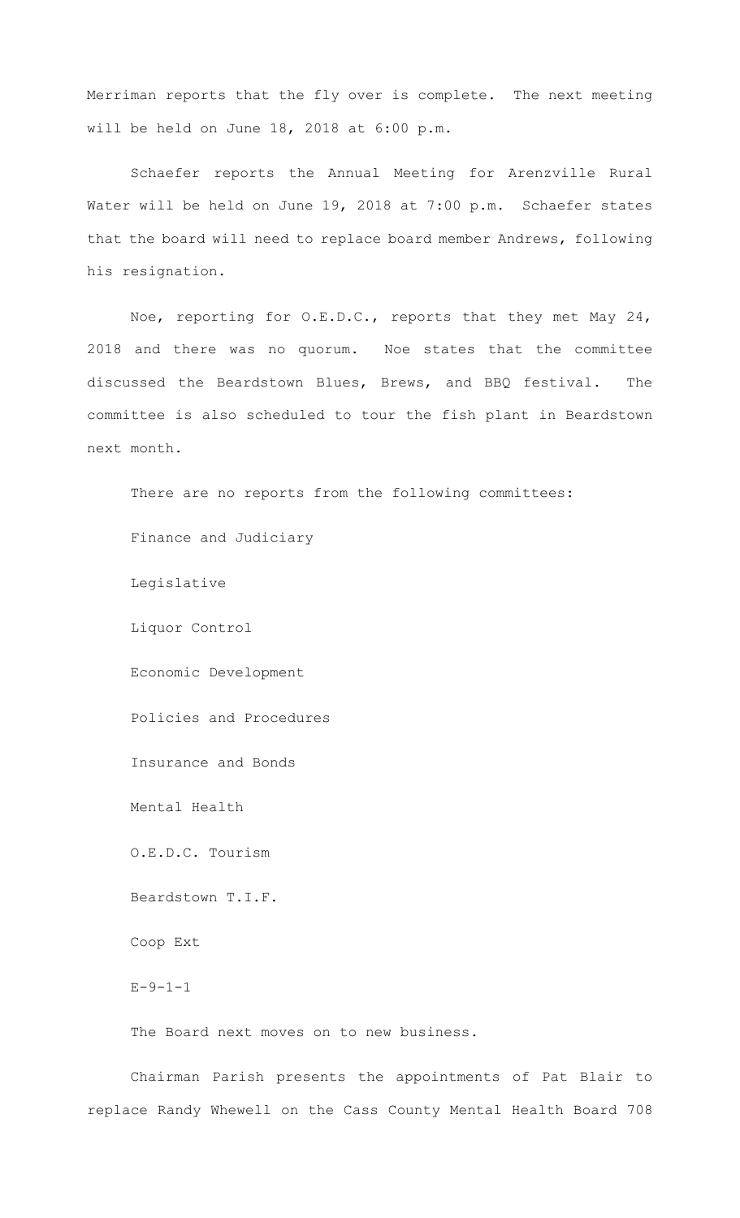Merriman reports that the fly over is complete. The next meeting will be held on June 18, 2018 at 6:00 p.m.

Schaefer reports the Annual Meeting for Arenzville Rural Water will be held on June 19, 2018 at 7:00 p.m. Schaefer states that the board will need to replace board member Andrews, following his resignation.

Noe, reporting for O.E.D.C., reports that they met May 24, 2018 and there was no quorum. Noe states that the committee discussed the Beardstown Blues, Brews, and BBQ festival. The committee is also scheduled to tour the fish plant in Beardstown next month.

There are no reports from the following committees:

Finance and Judiciary

Legislative

Liquor Control

Economic Development

Policies and Procedures

Insurance and Bonds

Mental Health

O.E.D.C. Tourism

Beardstown T.I.F.

Coop Ext

E-9-1-1

The Board next moves on to new business.

Chairman Parish presents the appointments of Pat Blair to replace Randy Whewell on the Cass County Mental Health Board 708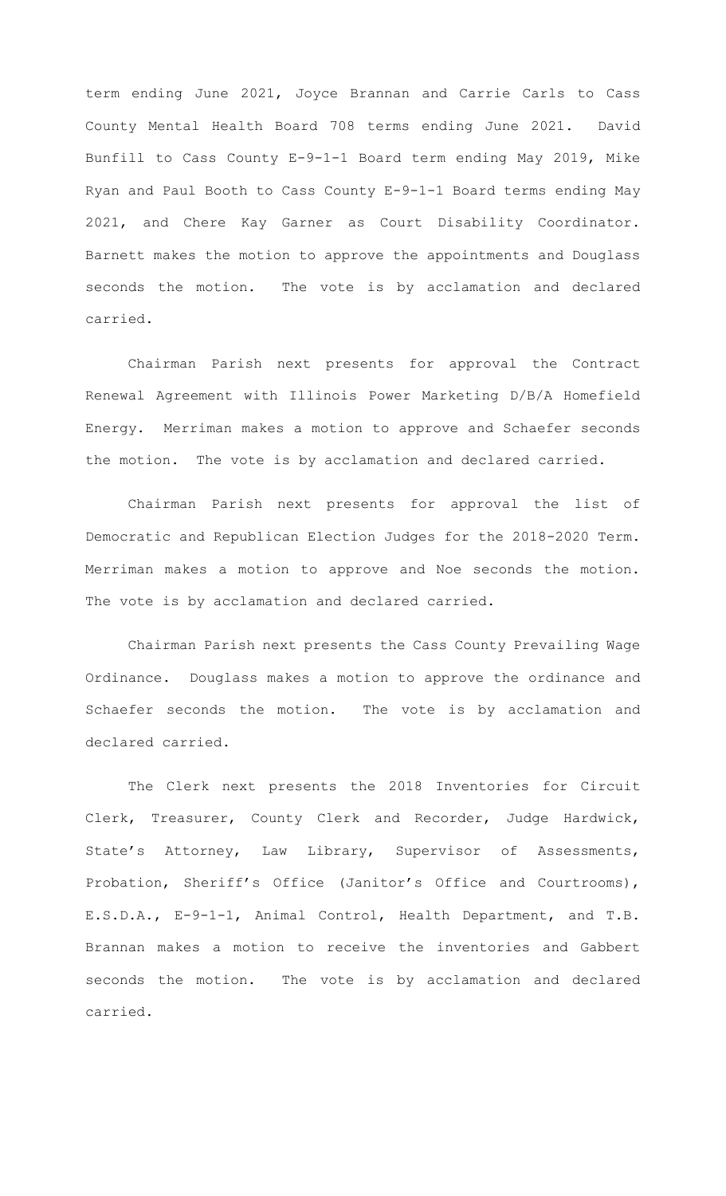term ending June 2021, Joyce Brannan and Carrie Carls to Cass County Mental Health Board 708 terms ending June 2021. David Bunfill to Cass County E-9-1-1 Board term ending May 2019, Mike Ryan and Paul Booth to Cass County E-9-1-1 Board terms ending May 2021, and Chere Kay Garner as Court Disability Coordinator. Barnett makes the motion to approve the appointments and Douglass seconds the motion. The vote is by acclamation and declared carried.

Chairman Parish next presents for approval the Contract Renewal Agreement with Illinois Power Marketing D/B/A Homefield Energy. Merriman makes a motion to approve and Schaefer seconds the motion. The vote is by acclamation and declared carried.

Chairman Parish next presents for approval the list of Democratic and Republican Election Judges for the 2018-2020 Term. Merriman makes a motion to approve and Noe seconds the motion. The vote is by acclamation and declared carried.

Chairman Parish next presents the Cass County Prevailing Wage Ordinance. Douglass makes a motion to approve the ordinance and Schaefer seconds the motion. The vote is by acclamation and declared carried.

The Clerk next presents the 2018 Inventories for Circuit Clerk, Treasurer, County Clerk and Recorder, Judge Hardwick, State's Attorney, Law Library, Supervisor of Assessments, Probation, Sheriff's Office (Janitor's Office and Courtrooms), E.S.D.A., E-9-1-1, Animal Control, Health Department, and T.B. Brannan makes a motion to receive the inventories and Gabbert seconds the motion. The vote is by acclamation and declared carried.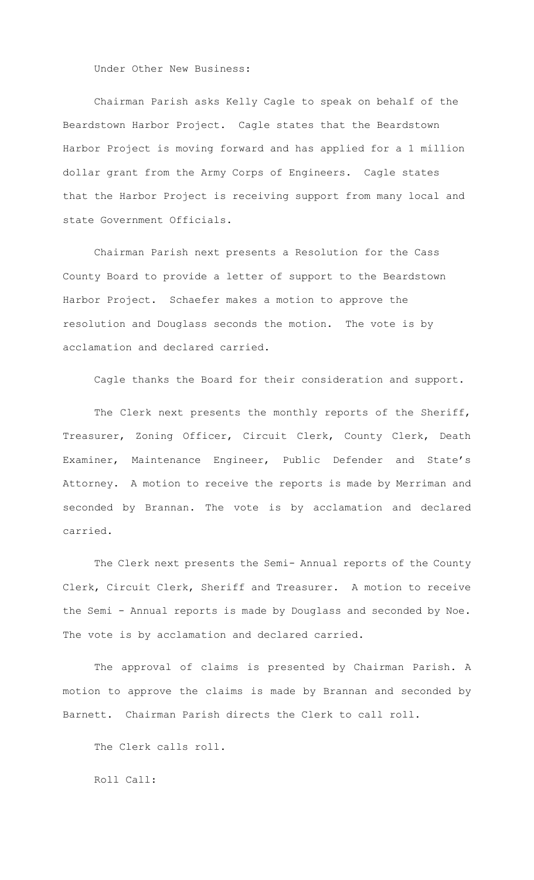Under Other New Business:

Chairman Parish asks Kelly Cagle to speak on behalf of the Beardstown Harbor Project. Cagle states that the Beardstown Harbor Project is moving forward and has applied for a 1 million dollar grant from the Army Corps of Engineers. Cagle states that the Harbor Project is receiving support from many local and state Government Officials.

Chairman Parish next presents a Resolution for the Cass County Board to provide a letter of support to the Beardstown Harbor Project. Schaefer makes a motion to approve the resolution and Douglass seconds the motion. The vote is by acclamation and declared carried.

Cagle thanks the Board for their consideration and support.

The Clerk next presents the monthly reports of the Sheriff, Treasurer, Zoning Officer, Circuit Clerk, County Clerk, Death Examiner, Maintenance Engineer, Public Defender and State's Attorney. A motion to receive the reports is made by Merriman and seconded by Brannan. The vote is by acclamation and declared carried.

The Clerk next presents the Semi- Annual reports of the County Clerk, Circuit Clerk, Sheriff and Treasurer. A motion to receive the Semi - Annual reports is made by Douglass and seconded by Noe. The vote is by acclamation and declared carried.

The approval of claims is presented by Chairman Parish. A motion to approve the claims is made by Brannan and seconded by Barnett. Chairman Parish directs the Clerk to call roll.

The Clerk calls roll.

Roll Call: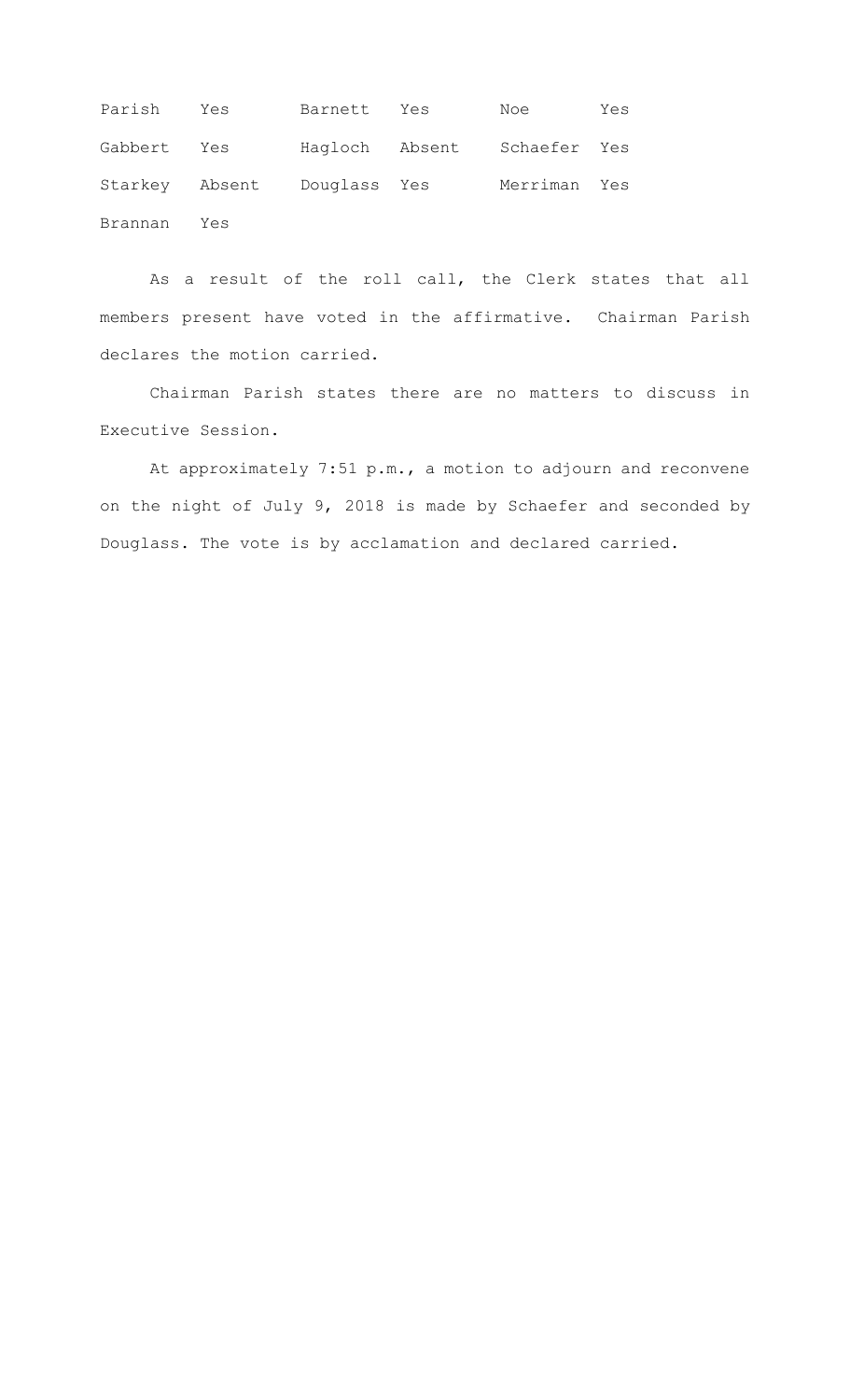| | | | | | |
|---|---|---|---|---|---|
| Parish | Yes | Barnett | Yes | Noe | Yes |
| Gabbert | Yes | Hagloch | Absent | Schaefer | Yes |
| Starkey | Absent | Douglass | Yes | Merriman | Yes |
| Brannan | Yes | | | | |

As a result of the roll call, the Clerk states that all members present have voted in the affirmative. Chairman Parish declares the motion carried.

Chairman Parish states there are no matters to discuss in Executive Session.

At approximately 7:51 p.m., a motion to adjourn and reconvene on the night of July 9, 2018 is made by Schaefer and seconded by Douglass. The vote is by acclamation and declared carried.